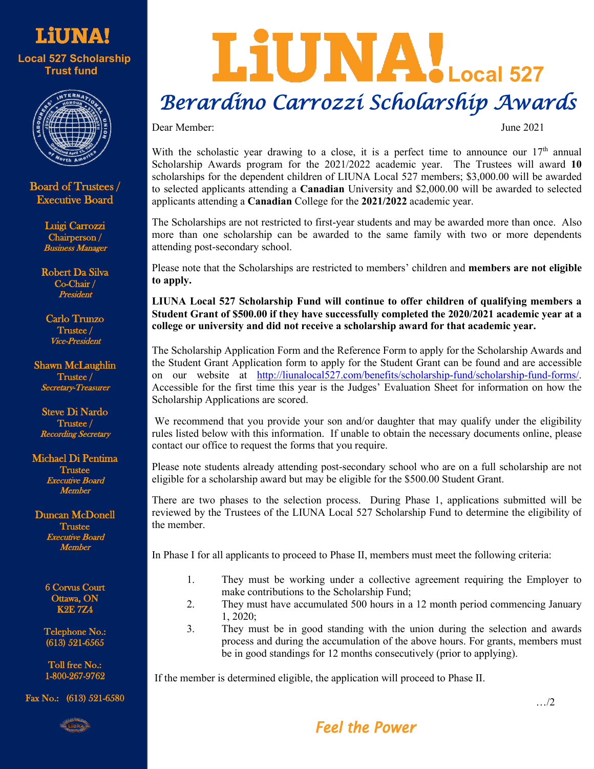# LiUNA! Local 527

## Berardino Carrozzi Scholarship Awards

Dear Member: June 2021

With the scholastic year drawing to a close, it is a perfect time to announce our 17th annual Scholarship Awards program for the 2021/2022 academic year. The Trustees will award **10** scholarships for the dependent children of LIUNA Local 527 members; $3,000.00 will be awarded to selected applicants attending a **Canadian** University and $2,000.00 will be awarded to selected applicants attending a **Canadian** College for the **2021/2022** academic year.

The Scholarships are not restricted to first-year students and may be awarded more than once. Also more than one scholarship can be awarded to the same family with two or more dependents attending post-secondary school.

Please note that the Scholarships are restricted to members' children and **members are not eligible to apply.**

**LIUNA Local 527 Scholarship Fund will continue to offer children of qualifying members a Student Grant of $500.00 if they have successfully completed the 2020/2021 academic year at a college or university and did not receive a scholarship award for that academic year.**

The Scholarship Application Form and the Reference Form to apply for the Scholarship Awards and the Student Grant Application form to apply for the Student Grant can be found and are accessible on our website at http://liunalocal527.com/benefits/scholarship-fund/scholarship-fund-forms/. Accessible for the first time this year is the Judges' Evaluation Sheet for information on how the Scholarship Applications are scored.

We recommend that you provide your son and/or daughter that may qualify under the eligibility rules listed below with this information. If unable to obtain the necessary documents online, please contact our office to request the forms that you require.

Please note students already attending post-secondary school who are on a full scholarship are not eligible for a scholarship award but may be eligible for the $500.00 Student Grant.

There are two phases to the selection process. During Phase 1, applications submitted will be reviewed by the Trustees of the LIUNA Local 527 Scholarship Fund to determine the eligibility of the member.

In Phase I for all applicants to proceed to Phase II, members must meet the following criteria:

1. They must be working under a collective agreement requiring the Employer to make contributions to the Scholarship Fund;
2. They must have accumulated 500 hours in a 12 month period commencing January 1, 2020;
3. They must be in good standing with the union during the selection and awards process and during the accumulation of the above hours. For grants, members must be in good standings for 12 months consecutively (prior to applying).

If the member is determined eligible, the application will proceed to Phase II.

…/2

---

**LiUNA!**

**Local 527 Scholarship Trust fund**

**Board of Trustees / Executive Board**

Luigi Carrozzi
Chairperson /
*Business Manager*

Robert Da Silva
Co-Chair /
*President*

Carlo Trunzo
Trustee /
*Vice-President*

Shawn McLaughlin
Trustee /
*Secretary-Treasurer*

Steve Di Nardo
Trustee /
*Recording Secretary*

Michael Di Pentima
Trustee
*Executive Board Member*

Duncan McDonell
Trustee
*Executive Board Member*

6 Corvus Court
Ottawa, ON
K2E 7Z4

Telephone No.:
(613) 521-6565

Toll free No.:
1-800-267-9762

Fax No.: (613) 521-6580

*Feel the Power*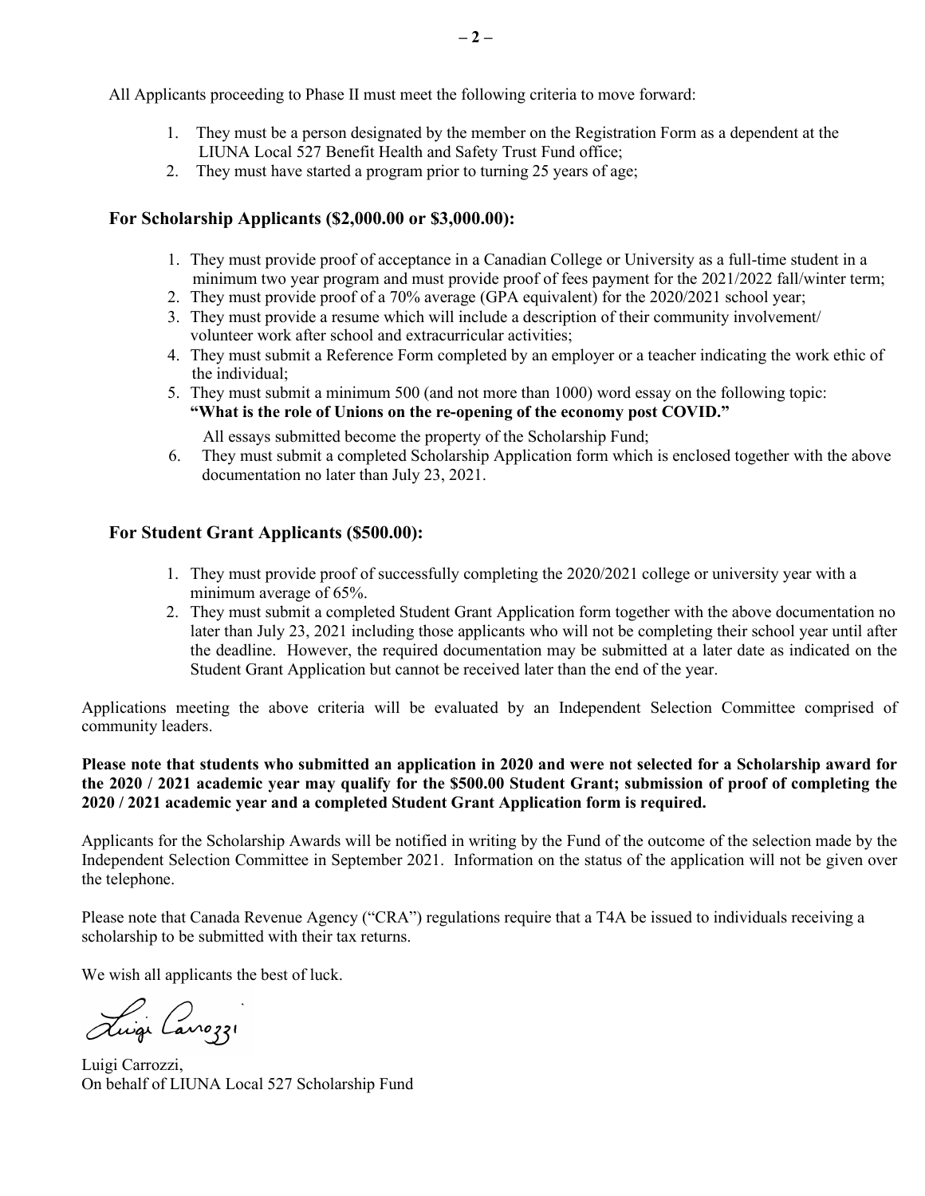All Applicants proceeding to Phase II must meet the following criteria to move forward:

1. They must be a person designated by the member on the Registration Form as a dependent at the LIUNA Local 527 Benefit Health and Safety Trust Fund office;
2. They must have started a program prior to turning 25 years of age;

### For Scholarship Applicants ($2,000.00 or $3,000.00):

1. They must provide proof of acceptance in a Canadian College or University as a full-time student in a minimum two year program and must provide proof of fees payment for the 2021/2022 fall/winter term;
2. They must provide proof of a 70% average (GPA equivalent) for the 2020/2021 school year;
3. They must provide a resume which will include a description of their community involvement/ volunteer work after school and extracurricular activities;
4. They must submit a Reference Form completed by an employer or a teacher indicating the work ethic of the individual;
5. They must submit a minimum 500 (and not more than 1000) word essay on the following topic: **"What is the role of Unions on the re-opening of the economy post COVID."**

   All essays submitted become the property of the Scholarship Fund;
6. They must submit a completed Scholarship Application form which is enclosed together with the above documentation no later than July 23, 2021.

### For Student Grant Applicants ($500.00):

1. They must provide proof of successfully completing the 2020/2021 college or university year with a minimum average of 65%.
2. They must submit a completed Student Grant Application form together with the above documentation no later than July 23, 2021 including those applicants who will not be completing their school year until after the deadline. However, the required documentation may be submitted at a later date as indicated on the Student Grant Application but cannot be received later than the end of the year.

Applications meeting the above criteria will be evaluated by an Independent Selection Committee comprised of community leaders.

**Please note that students who submitted an application in 2020 and were not selected for a Scholarship award for the 2020 / 2021 academic year may qualify for the $500.00 Student Grant; submission of proof of completing the 2020 / 2021 academic year and a completed Student Grant Application form is required.**

Applicants for the Scholarship Awards will be notified in writing by the Fund of the outcome of the selection made by the Independent Selection Committee in September 2021. Information on the status of the application will not be given over the telephone.

Please note that Canada Revenue Agency ("CRA") regulations require that a T4A be issued to individuals receiving a scholarship to be submitted with their tax returns.

We wish all applicants the best of luck.

Luigi Carrozzi

Luigi Carrozzi,
On behalf of LIUNA Local 527 Scholarship Fund